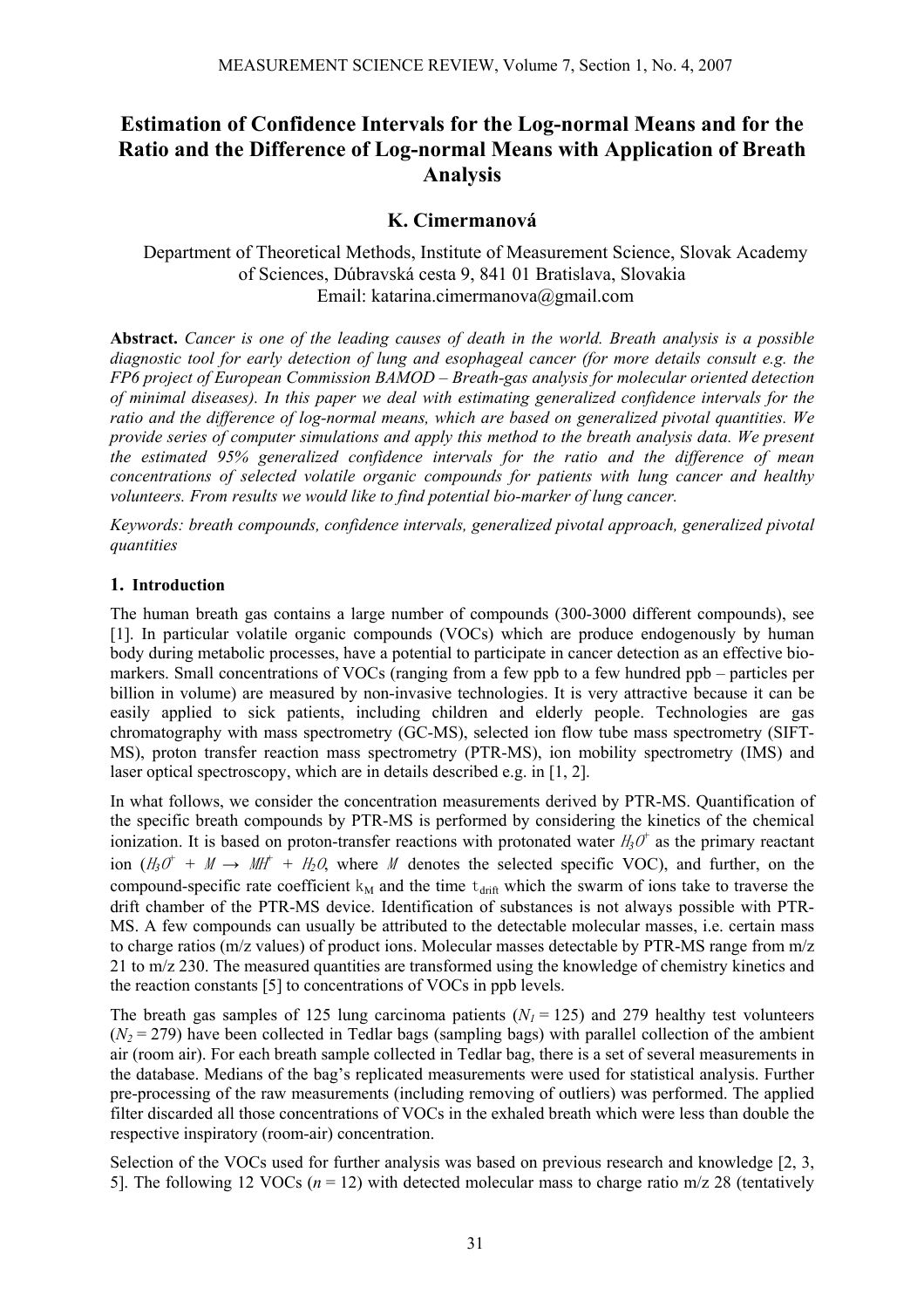# Estimation of Confidence Intervals for the Log-normal Means and for the Ratio and the Difference of Log-normal Means with Application of Breath Analysis

## K. Cimermanová

Department of Theoretical Methods, Institute of Measurement Science, Slovak Academy of Sciences, Dúbravská cesta 9, 841 01 Bratislava, Slovakia
Email: katarina.cimermanova@gmail.com

**Abstract.** *Cancer is one of the leading causes of death in the world. Breath analysis is a possible diagnostic tool for early detection of lung and esophageal cancer (for more details consult e.g. the FP6 project of European Commission BAMOD – Breath-gas analysis for molecular oriented detection of minimal diseases). In this paper we deal with estimating generalized confidence intervals for the ratio and the difference of log-normal means, which are based on generalized pivotal quantities. We provide series of computer simulations and apply this method to the breath analysis data. We present the estimated 95% generalized confidence intervals for the ratio and the difference of mean concentrations of selected volatile organic compounds for patients with lung cancer and healthy volunteers. From results we would like to find potential bio-marker of lung cancer.*

*Keywords: breath compounds, confidence intervals, generalized pivotal approach, generalized pivotal quantities*

### 1. Introduction

The human breath gas contains a large number of compounds (300-3000 different compounds), see [1]. In particular volatile organic compounds (VOCs) which are produce endogenously by human body during metabolic processes, have a potential to participate in cancer detection as an effective bio-markers. Small concentrations of VOCs (ranging from a few ppb to a few hundred ppb – particles per billion in volume) are measured by non-invasive technologies. It is very attractive because it can be easily applied to sick patients, including children and elderly people. Technologies are gas chromatography with mass spectrometry (GC-MS), selected ion flow tube mass spectrometry (SIFT-MS), proton transfer reaction mass spectrometry (PTR-MS), ion mobility spectrometry (IMS) and laser optical spectroscopy, which are in details described e.g. in [1, 2].

In what follows, we consider the concentration measurements derived by PTR-MS. Quantification of the specific breath compounds by PTR-MS is performed by considering the kinetics of the chemical ionization. It is based on proton-transfer reactions with protonated water $H_3O^+$ as the primary reactant ion ($H_3O^+ + M \rightarrow MH^+ + H_2O$, where $M$ denotes the selected specific VOC), and further, on the compound-specific rate coefficient $k_M$ and the time $t_{drift}$ which the swarm of ions take to traverse the drift chamber of the PTR-MS device. Identification of substances is not always possible with PTR-MS. A few compounds can usually be attributed to the detectable molecular masses, i.e. certain mass to charge ratios (m/z values) of product ions. Molecular masses detectable by PTR-MS range from m/z 21 to m/z 230. The measured quantities are transformed using the knowledge of chemistry kinetics and the reaction constants [5] to concentrations of VOCs in ppb levels.

The breath gas samples of 125 lung carcinoma patients ($N_1 = 125$) and 279 healthy test volunteers ($N_2 = 279$) have been collected in Tedlar bags (sampling bags) with parallel collection of the ambient air (room air). For each breath sample collected in Tedlar bag, there is a set of several measurements in the database. Medians of the bag's replicated measurements were used for statistical analysis. Further pre-processing of the raw measurements (including removing of outliers) was performed. The applied filter discarded all those concentrations of VOCs in the exhaled breath which were less than double the respective inspiratory (room-air) concentration.

Selection of the VOCs used for further analysis was based on previous research and knowledge [2, 3, 5]. The following 12 VOCs ($n = 12$) with detected molecular mass to charge ratio m/z 28 (tentatively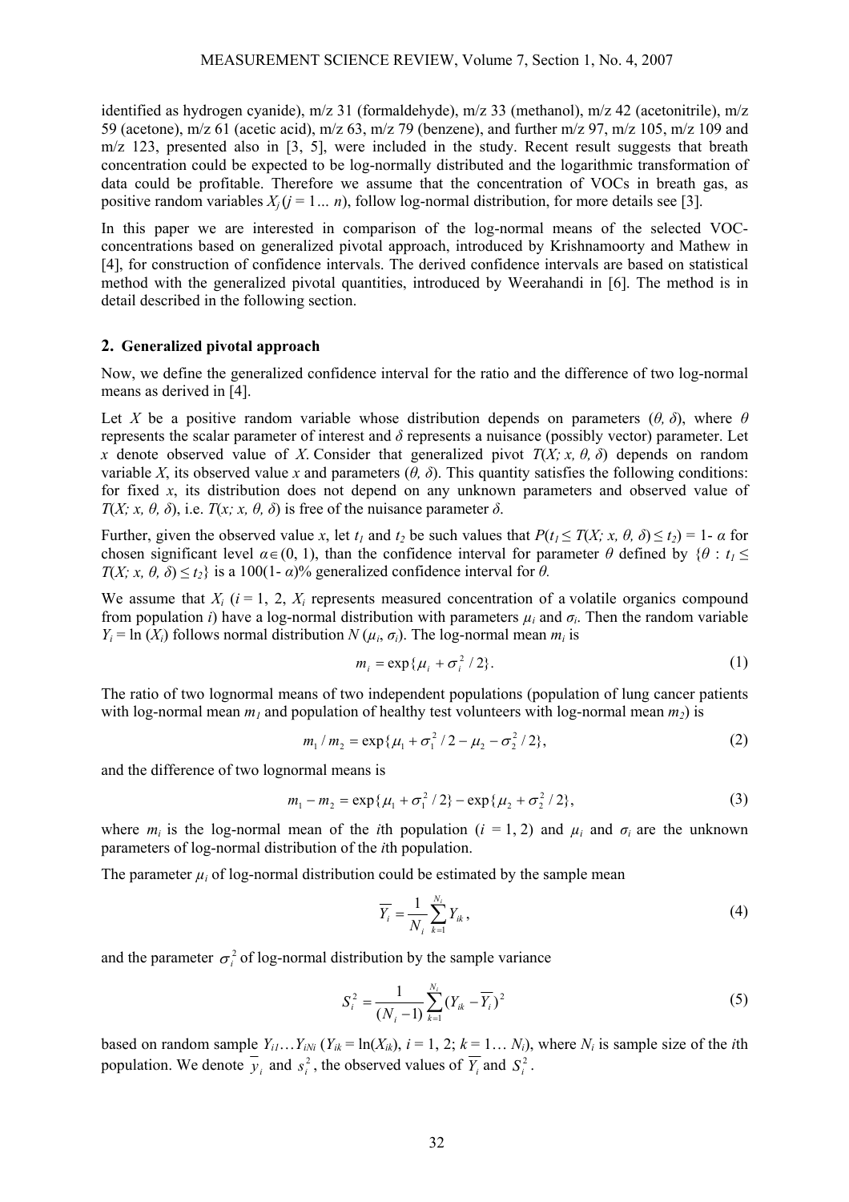identified as hydrogen cyanide), m/z 31 (formaldehyde), m/z 33 (methanol), m/z 42 (acetonitrile), m/z 59 (acetone), m/z 61 (acetic acid), m/z 63, m/z 79 (benzene), and further m/z 97, m/z 105, m/z 109 and m/z 123, presented also in [3, 5], were included in the study. Recent result suggests that breath concentration could be expected to be log-normally distributed and the logarithmic transformation of data could be profitable. Therefore we assume that the concentration of VOCs in breath gas, as positive random variables $X_j$ ($j = 1 \ldots n$), follow log-normal distribution, for more details see [3].

In this paper we are interested in comparison of the log-normal means of the selected VOC-concentrations based on generalized pivotal approach, introduced by Krishnamoorty and Mathew in [4], for construction of confidence intervals. The derived confidence intervals are based on statistical method with the generalized pivotal quantities, introduced by Weerahandi in [6]. The method is in detail described in the following section.

## 2. Generalized pivotal approach

Now, we define the generalized confidence interval for the ratio and the difference of two log-normal means as derived in [4].

Let $X$ be a positive random variable whose distribution depends on parameters $(\theta, \delta)$, where $\theta$ represents the scalar parameter of interest and $\delta$ represents a nuisance (possibly vector) parameter. Let $x$ denote observed value of $X$. Consider that generalized pivot $T(X; x, \theta, \delta)$ depends on random variable $X$, its observed value $x$ and parameters $(\theta, \delta)$. This quantity satisfies the following conditions: for fixed $x$, its distribution does not depend on any unknown parameters and observed value of $T(X; x, \theta, \delta)$, i.e. $T(x; x, \theta, \delta)$ is free of the nuisance parameter $\delta$.

Further, given the observed value $x$, let $t_1$ and $t_2$ be such values that $P(t_1 \leq T(X; x, \theta, \delta) \leq t_2) = 1 - \alpha$ for chosen significant level $\alpha \in (0, 1)$, than the confidence interval for parameter $\theta$ defined by $\{\theta : t_1 \leq T(X; x, \theta, \delta) \leq t_2\}$ is a $100(1-\alpha)$% generalized confidence interval for $\theta$.

We assume that $X_i$ ($i = 1, 2$, $X_i$ represents measured concentration of a volatile organics compound from population $i$) have a log-normal distribution with parameters $\mu_i$ and $\sigma_i$. Then the random variable $Y_i = \ln(X_i)$ follows normal distribution $N(\mu_i, \sigma_i)$. The log-normal mean $m_i$ is

$$m_i = \exp\{\mu_i + \sigma_i^2 / 2\}. \tag{1}$$

The ratio of two lognormal means of two independent populations (population of lung cancer patients with log-normal mean $m_1$ and population of healthy test volunteers with log-normal mean $m_2$) is

$$m_1 / m_2 = \exp\{\mu_1 + \sigma_1^2 / 2 - \mu_2 - \sigma_2^2 / 2\}, \tag{2}$$

and the difference of two lognormal means is

$$m_1 - m_2 = \exp\{\mu_1 + \sigma_1^2 / 2\} - \exp\{\mu_2 + \sigma_2^2 / 2\}, \tag{3}$$

where $m_i$ is the log-normal mean of the $i$th population ($i = 1, 2$) and $\mu_i$ and $\sigma_i$ are the unknown parameters of log-normal distribution of the $i$th population.

The parameter $\mu_i$ of log-normal distribution could be estimated by the sample mean

$$\overline{Y_i} = \frac{1}{N_i} \sum_{k=1}^{N_i} Y_{ik}, \tag{4}$$

and the parameter $\sigma_i^2$ of log-normal distribution by the sample variance

$$S_i^2 = \frac{1}{(N_i - 1)} \sum_{k=1}^{N_i} (Y_{ik} - \overline{Y_i})^2 \tag{5}$$

based on random sample $Y_{i1} \ldots Y_{iN_i}$ ($Y_{ik} = \ln(X_{ik})$, $i = 1, 2$; $k = 1 \ldots N_i$), where $N_i$ is sample size of the $i$th population. We denote $\overline{y}_i$ and $s_i^2$, the observed values of $\overline{Y_i}$ and $S_i^2$.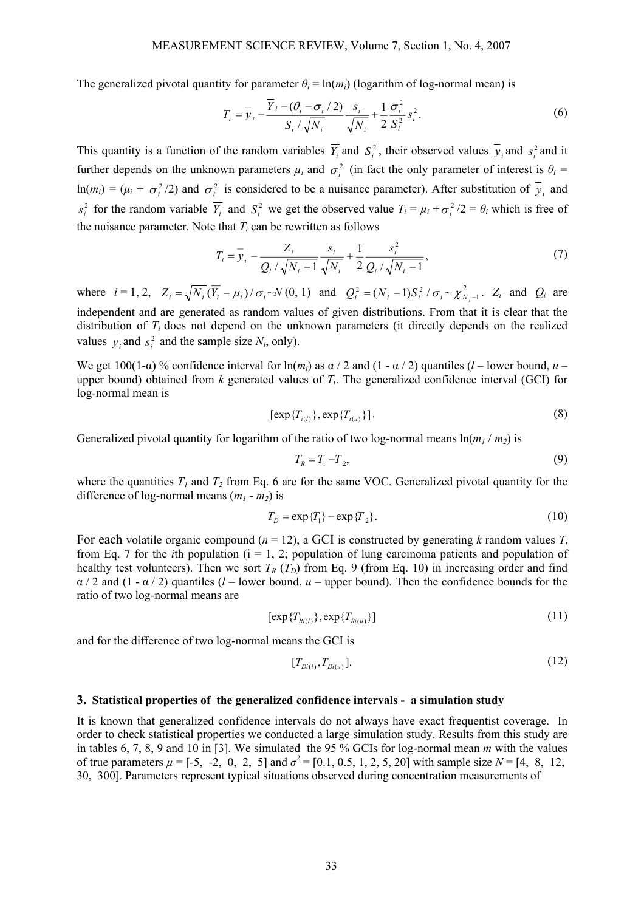The generalized pivotal quantity for parameter $\theta_i = \ln(m_i)$ (logarithm of log-normal mean) is

$$T_i = \overline{y}_i - \frac{\overline{Y}_i - (\theta_i - \sigma_i/2)}{S_i/\sqrt{N_i}} \frac{s_i}{\sqrt{N_i}} + \frac{1}{2}\frac{\sigma_i^2}{S_i^2} s_i^2. \tag{6}$$

This quantity is a function of the random variables $\overline{Y}_i$ and $S_i^2$, their observed values $\overline{y}_i$ and $s_i^2$ and it further depends on the unknown parameters $\mu_i$ and $\sigma_i^2$ (in fact the only parameter of interest is $\theta_i = \ln(m_i) = (\mu_i + \sigma_i^2/2)$ and $\sigma_i^2$ is considered to be a nuisance parameter). After substitution of $\overline{y}_i$ and $s_i^2$ for the random variable $\overline{Y}_i$ and $S_i^2$ we get the observed value $T_i = \mu_i + \sigma_i^2/2 = \theta_i$ which is free of the nuisance parameter. Note that $T_i$ can be rewritten as follows

$$T_i = \overline{y}_i - \frac{Z_i}{Q_i/\sqrt{N_i - 1}} \frac{s_i}{\sqrt{N_i}} + \frac{1}{2}\frac{s_i^2}{Q_i/\sqrt{N_i - 1}}, \tag{7}$$

where $i = 1, 2$, $Z_i = \sqrt{N_i}(\overline{Y}_i - \mu_i)/\sigma_i \sim N(0, 1)$ and $Q_i^2 = (N_i - 1)S_i^2/\sigma_i \sim \chi^2_{N_j - 1}$. $Z_i$ and $Q_i$ are independent and are generated as random values of given distributions. From that it is clear that the distribution of $T_i$ does not depend on the unknown parameters (it directly depends on the realized values $\overline{y}_i$ and $s_i^2$ and the sample size $N_i$, only).

We get 100(1-α) % confidence interval for $\ln(m_i)$ as α / 2 and (1 - α / 2) quantiles (*l* – lower bound, *u* – upper bound) obtained from *k* generated values of $T_i$. The generalized confidence interval (GCI) for log-normal mean is

$$[\exp\{T_{i(l)}\}, \exp\{T_{i(u)}\}]. \tag{8}$$

Generalized pivotal quantity for logarithm of the ratio of two log-normal means $\ln(m_1 / m_2)$ is

$$T_R = T_1 - T_2, \tag{9}$$

where the quantities $T_1$ and $T_2$ from Eq. 6 are for the same VOC. Generalized pivotal quantity for the difference of log-normal means $(m_1 - m_2)$ is

$$T_D = \exp\{T_1\} - \exp\{T_2\}. \tag{10}$$

For each volatile organic compound ($n = 12$), a GCI is constructed by generating *k* random values $T_i$ from Eq. 7 for the *i*th population (i = 1, 2; population of lung carcinoma patients and population of healthy test volunteers). Then we sort $T_R$ ($T_D$) from Eq. 9 (from Eq. 10) in increasing order and find α / 2 and (1 - α / 2) quantiles (*l* – lower bound, *u* – upper bound). Then the confidence bounds for the ratio of two log-normal means are

$$[\exp\{T_{Ri(l)}\}, \exp\{T_{Ri(u)}\}] \tag{11}$$

and for the difference of two log-normal means the GCI is

$$[T_{Di(l)}, T_{Di(u)}]. \tag{12}$$

## 3. Statistical properties of the generalized confidence intervals - a simulation study

It is known that generalized confidence intervals do not always have exact frequentist coverage. In order to check statistical properties we conducted a large simulation study. Results from this study are in tables 6, 7, 8, 9 and 10 in [3]. We simulated the 95 % GCIs for log-normal mean *m* with the values of true parameters $\mu$ = [-5, -2, 0, 2, 5] and $\sigma^2$ = [0.1, 0.5, 1, 2, 5, 20] with sample size $N$ = [4, 8, 12, 30, 300]. Parameters represent typical situations observed during concentration measurements of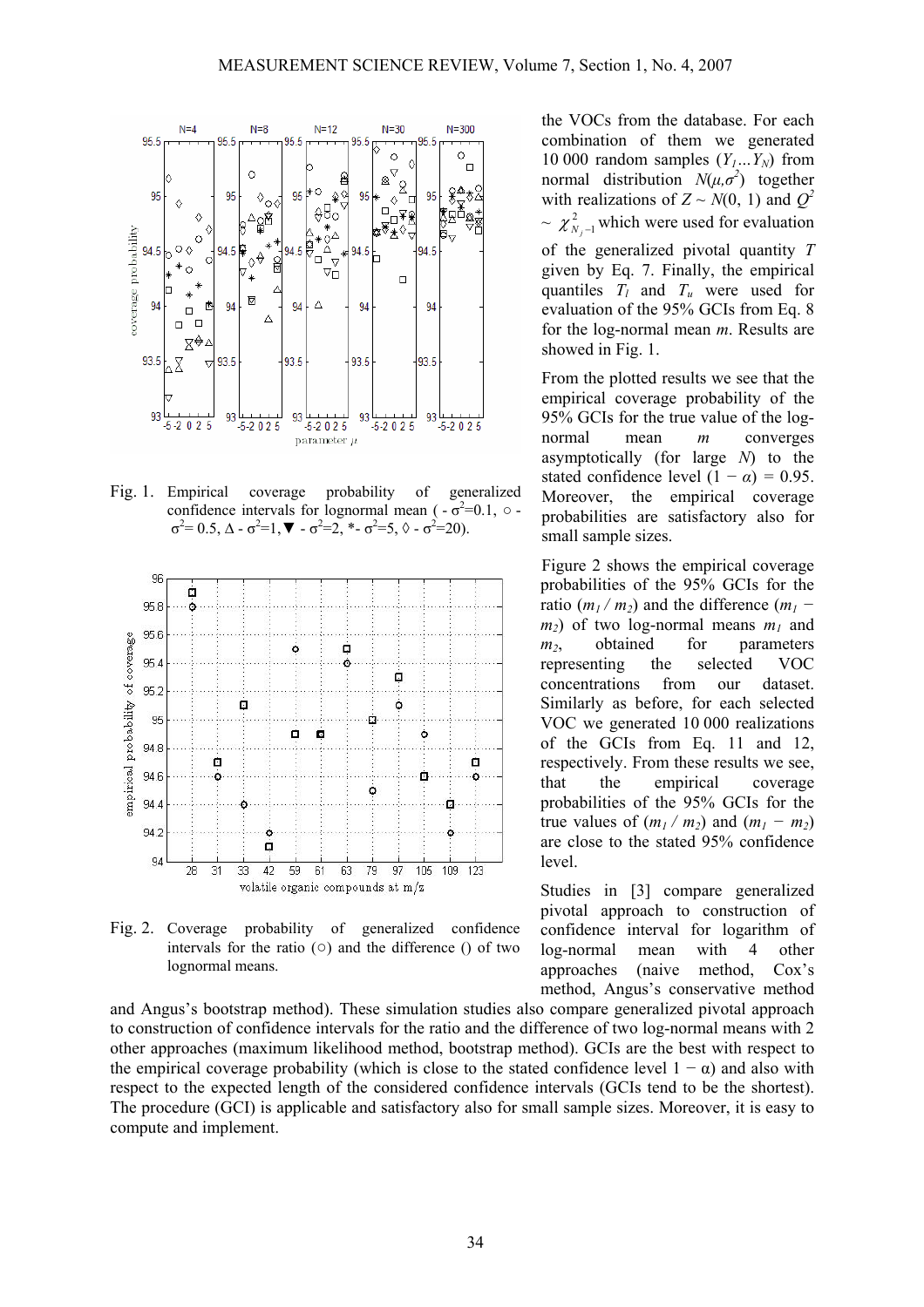Fig. 1. Empirical coverage probability of generalized confidence intervals for lognormal mean ( - $\sigma^2$=0.1, ○ - $\sigma^2$= 0.5, Δ - $\sigma^2$=1, ▼ - $\sigma^2$=2, *- $\sigma^2$=5, ◊ - $\sigma^2$=20).

Fig. 2. Coverage probability of generalized confidence intervals for the ratio (○) and the difference () of two lognormal means.

the VOCs from the database. For each combination of them we generated 10 000 random samples ($Y_1 \ldots Y_N$) from normal distribution $N(\mu,\sigma^2)$ together with realizations of $Z \sim N(0, 1)$ and $Q^2 \sim \chi^2_{N_j-1}$ which were used for evaluation of the generalized pivotal quantity $T$ given by Eq. 7. Finally, the empirical quantiles $T_l$ and $T_u$ were used for evaluation of the 95% GCIs from Eq. 8 for the log-normal mean $m$. Results are showed in Fig. 1.

From the plotted results we see that the empirical coverage probability of the 95% GCIs for the true value of the log-normal mean $m$ converges asymptotically (for large $N$) to the stated confidence level $(1 - \alpha) = 0.95$. Moreover, the empirical coverage probabilities are satisfactory also for small sample sizes.

Figure 2 shows the empirical coverage probabilities of the 95% GCIs for the ratio $(m_1 / m_2)$ and the difference $(m_1 - m_2)$ of two log-normal means $m_1$ and $m_2$, obtained for parameters representing the selected VOC concentrations from our dataset. Similarly as before, for each selected VOC we generated 10 000 realizations of the GCIs from Eq. 11 and 12, respectively. From these results we see, that the empirical coverage probabilities of the 95% GCIs for the true values of $(m_1 / m_2)$ and $(m_1 - m_2)$ are close to the stated 95% confidence level.

Studies in [3] compare generalized pivotal approach to construction of confidence interval for logarithm of log-normal mean with 4 other approaches (naive method, Cox's method, Angus's conservative method and Angus's bootstrap method). These simulation studies also compare generalized pivotal approach to construction of confidence intervals for the ratio and the difference of two log-normal means with 2 other approaches (maximum likelihood method, bootstrap method). GCIs are the best with respect to the empirical coverage probability (which is close to the stated confidence level $1 - \alpha$) and also with respect to the expected length of the considered confidence intervals (GCIs tend to be the shortest). The procedure (GCI) is applicable and satisfactory also for small sample sizes. Moreover, it is easy to compute and implement.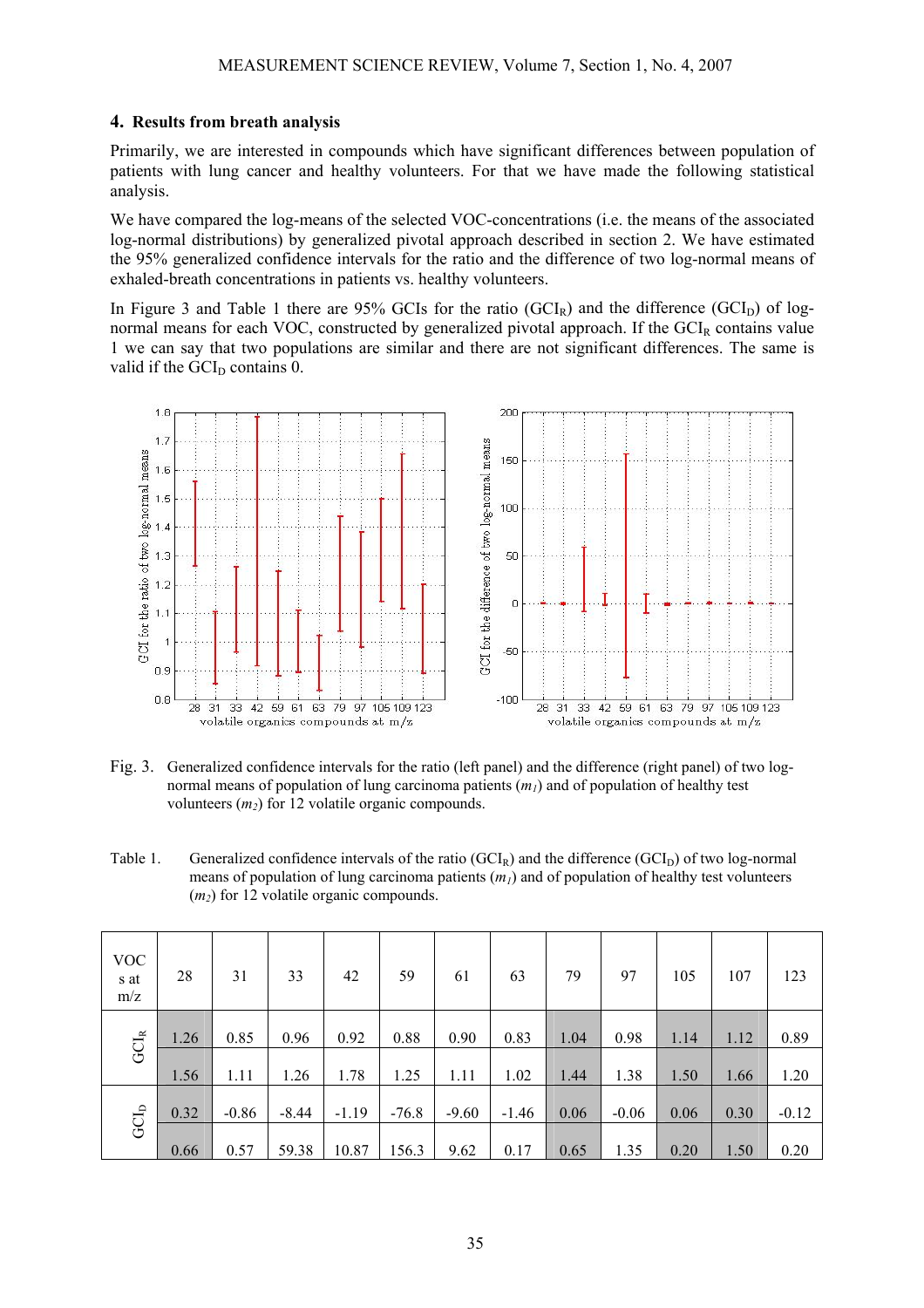## 4. Results from breath analysis

Primarily, we are interested in compounds which have significant differences between population of patients with lung cancer and healthy volunteers. For that we have made the following statistical analysis.

We have compared the log-means of the selected VOC-concentrations (i.e. the means of the associated log-normal distributions) by generalized pivotal approach described in section 2. We have estimated the 95% generalized confidence intervals for the ratio and the difference of two log-normal means of exhaled-breath concentrations in patients vs. healthy volunteers.

In Figure 3 and Table 1 there are 95% GCIs for the ratio ($GCI_R$) and the difference ($GCI_D$) of log-normal means for each VOC, constructed by generalized pivotal approach. If the $GCI_R$ contains value 1 we can say that two populations are similar and there are not significant differences. The same is valid if the $GCI_D$ contains 0.

Fig. 3. Generalized confidence intervals for the ratio (left panel) and the difference (right panel) of two log-normal means of population of lung carcinoma patients ($m_1$) and of population of healthy test volunteers ($m_2$) for 12 volatile organic compounds.

Table 1. Generalized confidence intervals of the ratio ($GCI_R$) and the difference ($GCI_D$) of two log-normal means of population of lung carcinoma patients ($m_1$) and of population of healthy test volunteers ($m_2$) for 12 volatile organic compounds.

| VOCs at m/z | | 28 | 31 | 33 | 42 | 59 | 61 | 63 | 79 | 97 | 105 | 107 | 123 |
|---|---|---|---|---|---|---|---|---|---|---|---|---|---|
| $GCI_R$ | | 1.26 | 0.85 | 0.96 | 0.92 | 0.88 | 0.90 | 0.83 | 1.04 | 0.98 | 1.14 | 1.12 | 0.89 |
| | | 1.56 | 1.11 | 1.26 | 1.78 | 1.25 | 1.11 | 1.02 | 1.44 | 1.38 | 1.50 | 1.66 | 1.20 |
| $GCI_D$ | | 0.32 | -0.86 | -8.44 | -1.19 | -76.8 | -9.60 | -1.46 | 0.06 | -0.06 | 0.06 | 0.30 | -0.12 |
| | | 0.66 | 0.57 | 59.38 | 10.87 | 156.3 | 9.62 | 0.17 | 0.65 | 1.35 | 0.20 | 1.50 | 0.20 |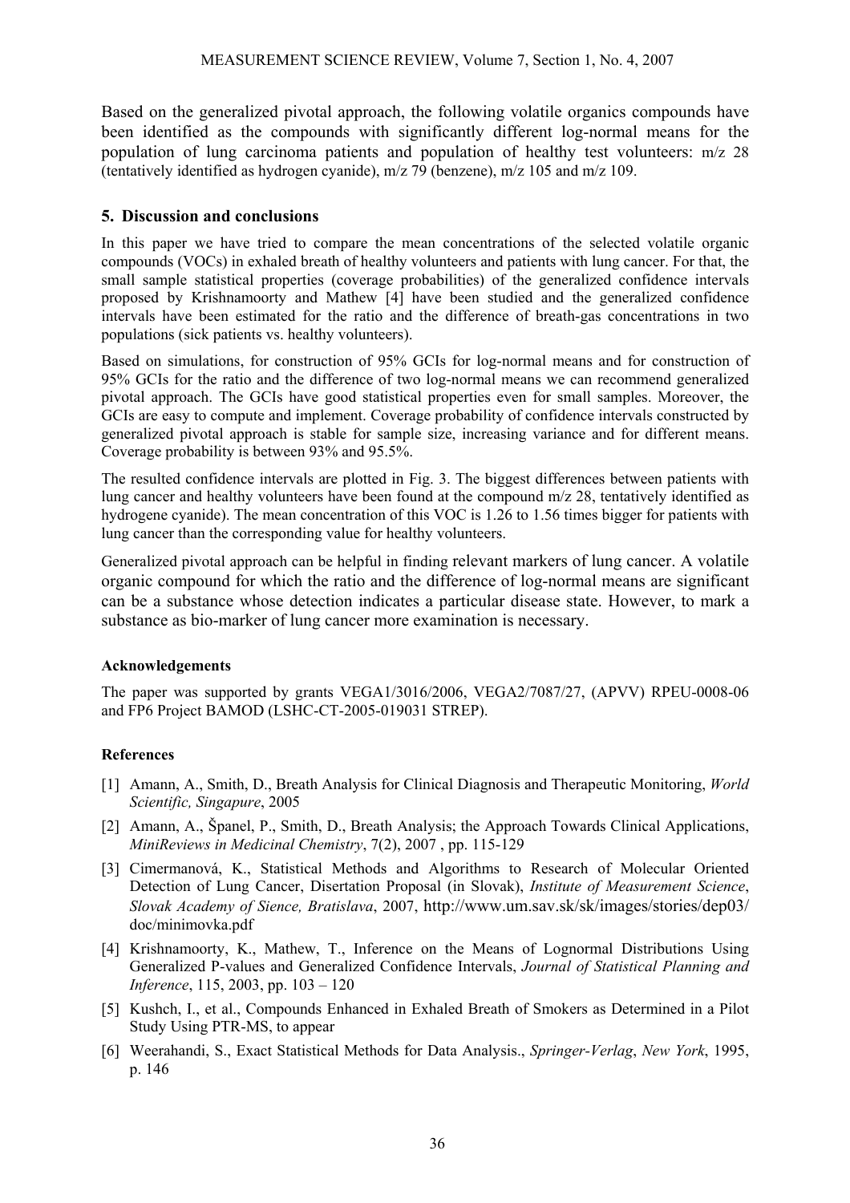Based on the generalized pivotal approach, the following volatile organics compounds have been identified as the compounds with significantly different log-normal means for the population of lung carcinoma patients and population of healthy test volunteers: m/z 28 (tentatively identified as hydrogen cyanide), m/z 79 (benzene), m/z 105 and m/z 109.

## 5. Discussion and conclusions

In this paper we have tried to compare the mean concentrations of the selected volatile organic compounds (VOCs) in exhaled breath of healthy volunteers and patients with lung cancer. For that, the small sample statistical properties (coverage probabilities) of the generalized confidence intervals proposed by Krishnamoorty and Mathew [4] have been studied and the generalized confidence intervals have been estimated for the ratio and the difference of breath-gas concentrations in two populations (sick patients vs. healthy volunteers).

Based on simulations, for construction of 95% GCIs for log-normal means and for construction of 95% GCIs for the ratio and the difference of two log-normal means we can recommend generalized pivotal approach. The GCIs have good statistical properties even for small samples. Moreover, the GCIs are easy to compute and implement. Coverage probability of confidence intervals constructed by generalized pivotal approach is stable for sample size, increasing variance and for different means. Coverage probability is between 93% and 95.5%.

The resulted confidence intervals are plotted in Fig. 3. The biggest differences between patients with lung cancer and healthy volunteers have been found at the compound m/z 28, tentatively identified as hydrogene cyanide). The mean concentration of this VOC is 1.26 to 1.56 times bigger for patients with lung cancer than the corresponding value for healthy volunteers.

Generalized pivotal approach can be helpful in finding relevant markers of lung cancer. A volatile organic compound for which the ratio and the difference of log-normal means are significant can be a substance whose detection indicates a particular disease state. However, to mark a substance as bio-marker of lung cancer more examination is necessary.

#### Acknowledgements

The paper was supported by grants VEGA1/3016/2006, VEGA2/7087/27, (APVV) RPEU-0008-06 and FP6 Project BAMOD (LSHC-CT-2005-019031 STREP).

#### References

[1] Amann, A., Smith, D., Breath Analysis for Clinical Diagnosis and Therapeutic Monitoring, *World Scientific, Singapure*, 2005

[2] Amann, A., Španel, P., Smith, D., Breath Analysis; the Approach Towards Clinical Applications, *MiniReviews in Medicinal Chemistry*, 7(2), 2007 , pp. 115-129

[3] Cimermanová, K., Statistical Methods and Algorithms to Research of Molecular Oriented Detection of Lung Cancer, Disertation Proposal (in Slovak), *Institute of Measurement Science*, *Slovak Academy of Sience, Bratislava*, 2007, http://www.um.sav.sk/sk/images/stories/dep03/doc/minimovka.pdf

[4] Krishnamoorty, K., Mathew, T., Inference on the Means of Lognormal Distributions Using Generalized P-values and Generalized Confidence Intervals, *Journal of Statistical Planning and Inference*, 115, 2003, pp. 103 – 120

[5] Kushch, I., et al., Compounds Enhanced in Exhaled Breath of Smokers as Determined in a Pilot Study Using PTR-MS, to appear

[6] Weerahandi, S., Exact Statistical Methods for Data Analysis., *Springer-Verlag*, *New York*, 1995, p. 146